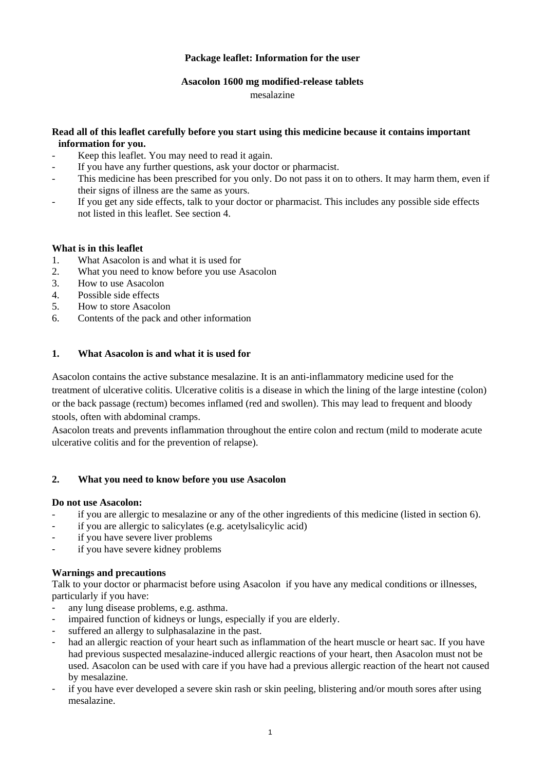**Package leaflet: Information for the user**

**Asacolon 1600 mg modified-release tablets**

mesalazine

**Read all of this leaflet carefully before you start using this medicine because it contains important information for you.**

- Keep this leaflet. You may need to read it again.
- If you have any further questions, ask your doctor or pharmacist.
- This medicine has been prescribed for you only. Do not pass it on to others. It may harm them, even if their signs of illness are the same as yours.
- If you get any side effects, talk to your doctor or pharmacist. This includes any possible side effects not listed in this leaflet. See section 4.

**What is in this leaflet**

1. What Asacolon is and what it is used for
2. What you need to know before you use Asacolon
3. How to use Asacolon
4. Possible side effects
5. How to store Asacolon
6. Contents of the pack and other information

## 1. What Asacolon is and what it is used for

Asacolon contains the active substance mesalazine. It is an anti-inflammatory medicine used for the treatment of ulcerative colitis. Ulcerative colitis is a disease in which the lining of the large intestine (colon) or the back passage (rectum) becomes inflamed (red and swollen). This may lead to frequent and bloody stools, often with abdominal cramps.

Asacolon treats and prevents inflammation throughout the entire colon and rectum (mild to moderate acute ulcerative colitis and for the prevention of relapse).

## 2. What you need to know before you use Asacolon

**Do not use Asacolon:**

- if you are allergic to mesalazine or any of the other ingredients of this medicine (listed in section 6).
- if you are allergic to salicylates (e.g. acetylsalicylic acid)
- if you have severe liver problems
- if you have severe kidney problems

**Warnings and precautions**

Talk to your doctor or pharmacist before using Asacolon if you have any medical conditions or illnesses, particularly if you have:

- any lung disease problems, e.g. asthma.
- impaired function of kidneys or lungs, especially if you are elderly.
- suffered an allergy to sulphasalazine in the past.
- had an allergic reaction of your heart such as inflammation of the heart muscle or heart sac. If you have had previous suspected mesalazine-induced allergic reactions of your heart, then Asacolon must not be used. Asacolon can be used with care if you have had a previous allergic reaction of the heart not caused by mesalazine.
- if you have ever developed a severe skin rash or skin peeling, blistering and/or mouth sores after using mesalazine.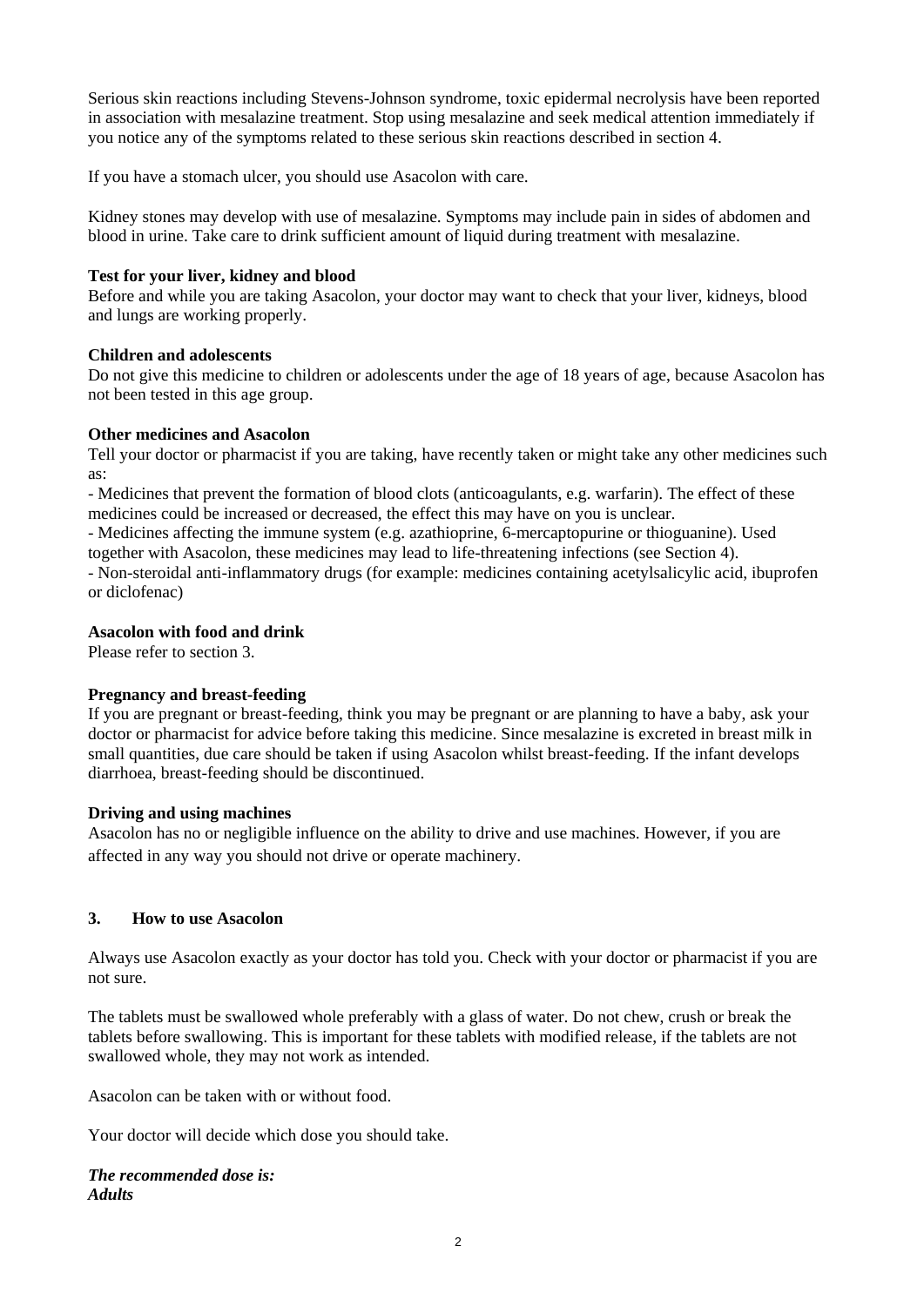Serious skin reactions including Stevens-Johnson syndrome, toxic epidermal necrolysis have been reported in association with mesalazine treatment. Stop using mesalazine and seek medical attention immediately if you notice any of the symptoms related to these serious skin reactions described in section 4.

If you have a stomach ulcer, you should use Asacolon with care.

Kidney stones may develop with use of mesalazine. Symptoms may include pain in sides of abdomen and blood in urine. Take care to drink sufficient amount of liquid during treatment with mesalazine.

**Test for your liver, kidney and blood**
Before and while you are taking Asacolon, your doctor may want to check that your liver, kidneys, blood and lungs are working properly.

**Children and adolescents**
Do not give this medicine to children or adolescents under the age of 18 years of age, because Asacolon has not been tested in this age group.

**Other medicines and Asacolon**
Tell your doctor or pharmacist if you are taking, have recently taken or might take any other medicines such as:
- Medicines that prevent the formation of blood clots (anticoagulants, e.g. warfarin). The effect of these medicines could be increased or decreased, the effect this may have on you is unclear.
- Medicines affecting the immune system (e.g. azathioprine, 6-mercaptopurine or thioguanine). Used together with Asacolon, these medicines may lead to life-threatening infections (see Section 4).
- Non-steroidal anti-inflammatory drugs (for example: medicines containing acetylsalicylic acid, ibuprofen or diclofenac)

**Asacolon with food and drink**
Please refer to section 3.

**Pregnancy and breast-feeding**
If you are pregnant or breast-feeding, think you may be pregnant or are planning to have a baby, ask your doctor or pharmacist for advice before taking this medicine. Since mesalazine is excreted in breast milk in small quantities, due care should be taken if using Asacolon whilst breast-feeding. If the infant develops diarrhoea, breast-feeding should be discontinued.

**Driving and using machines**
Asacolon has no or negligible influence on the ability to drive and use machines. However, if you are affected in any way you should not drive or operate machinery.

## 3. How to use Asacolon

Always use Asacolon exactly as your doctor has told you. Check with your doctor or pharmacist if you are not sure.

The tablets must be swallowed whole preferably with a glass of water. Do not chew, crush or break the tablets before swallowing. This is important for these tablets with modified release, if the tablets are not swallowed whole, they may not work as intended.

Asacolon can be taken with or without food.

Your doctor will decide which dose you should take.

***The recommended dose is:***
***Adults***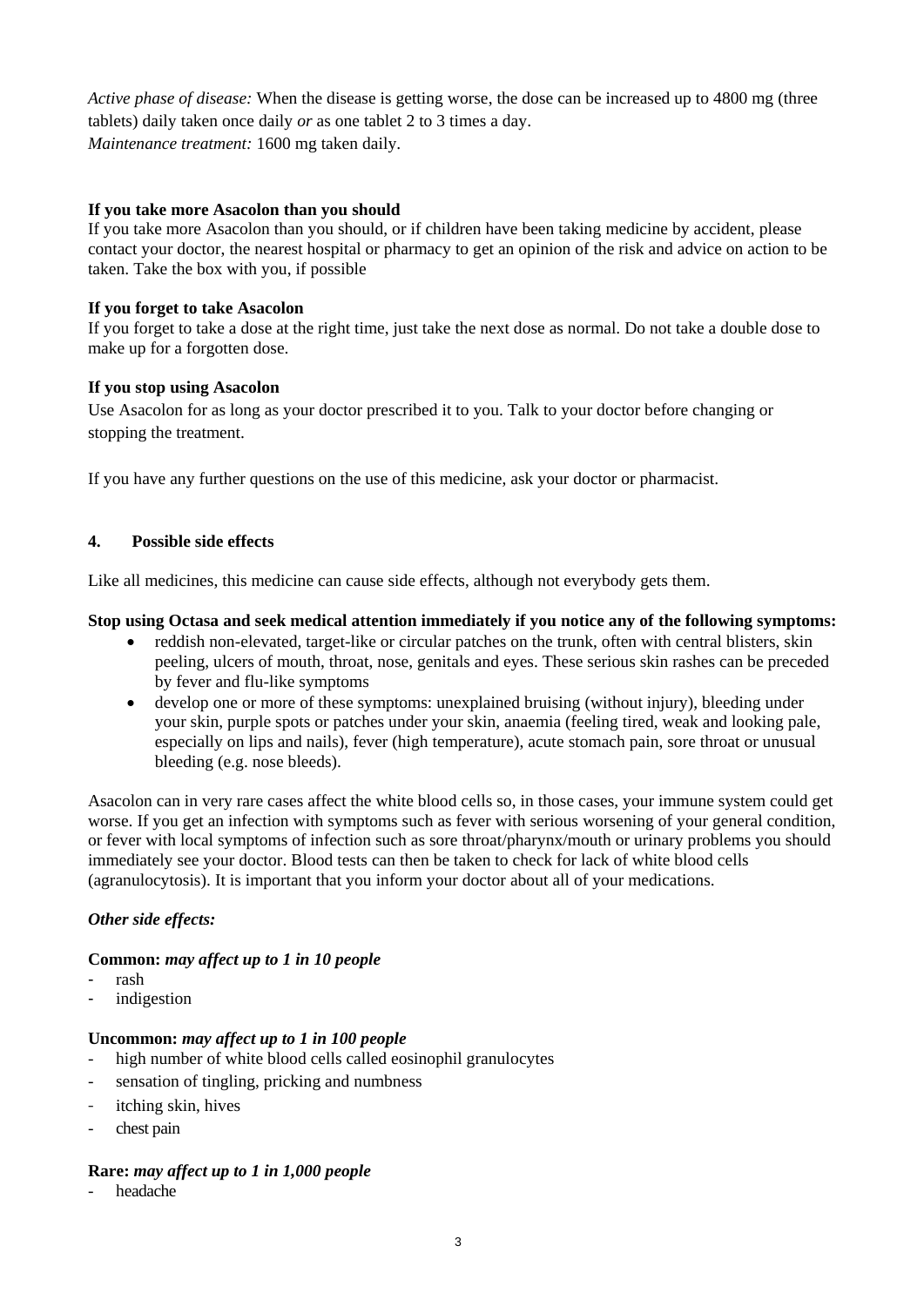*Active phase of disease:* When the disease is getting worse, the dose can be increased up to 4800 mg (three tablets) daily taken once daily *or* as one tablet 2 to 3 times a day.
*Maintenance treatment:* 1600 mg taken daily.

**If you take more Asacolon than you should**
If you take more Asacolon than you should, or if children have been taking medicine by accident, please contact your doctor, the nearest hospital or pharmacy to get an opinion of the risk and advice on action to be taken. Take the box with you, if possible

**If you forget to take Asacolon**
If you forget to take a dose at the right time, just take the next dose as normal. Do not take a double dose to make up for a forgotten dose.

**If you stop using Asacolon**
Use Asacolon for as long as your doctor prescribed it to you. Talk to your doctor before changing or stopping the treatment.

If you have any further questions on the use of this medicine, ask your doctor or pharmacist.

## 4. Possible side effects

Like all medicines, this medicine can cause side effects, although not everybody gets them.

**Stop using Octasa and seek medical attention immediately if you notice any of the following symptoms:**

- reddish non-elevated, target-like or circular patches on the trunk, often with central blisters, skin peeling, ulcers of mouth, throat, nose, genitals and eyes. These serious skin rashes can be preceded by fever and flu-like symptoms
- develop one or more of these symptoms: unexplained bruising (without injury), bleeding under your skin, purple spots or patches under your skin, anaemia (feeling tired, weak and looking pale, especially on lips and nails), fever (high temperature), acute stomach pain, sore throat or unusual bleeding (e.g. nose bleeds).

Asacolon can in very rare cases affect the white blood cells so, in those cases, your immune system could get worse. If you get an infection with symptoms such as fever with serious worsening of your general condition, or fever with local symptoms of infection such as sore throat/pharynx/mouth or urinary problems you should immediately see your doctor. Blood tests can then be taken to check for lack of white blood cells (agranulocytosis). It is important that you inform your doctor about all of your medications.

***Other side effects:***

**Common:** ***may affect up to 1 in 10 people***

- rash
- indigestion

**Uncommon:** ***may affect up to 1 in 100 people***

- high number of white blood cells called eosinophil granulocytes
- sensation of tingling, pricking and numbness
- itching skin, hives
- chest pain

**Rare:** ***may affect up to 1 in 1,000 people***

- headache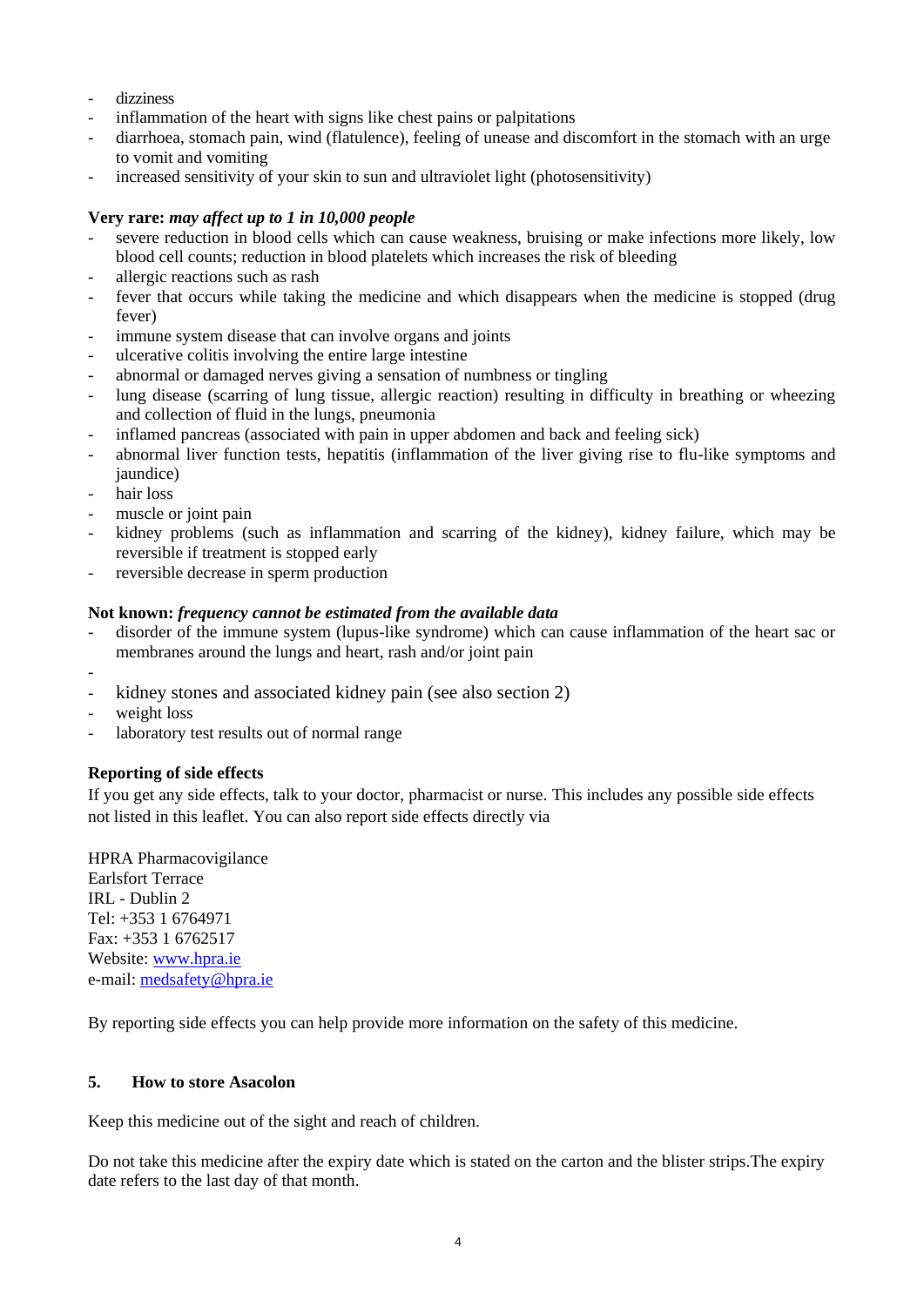- dizziness
- inflammation of the heart with signs like chest pains or palpitations
- diarrhoea, stomach pain, wind (flatulence), feeling of unease and discomfort in the stomach with an urge to vomit and vomiting
- increased sensitivity of your skin to sun and ultraviolet light (photosensitivity)

**Very rare:** ***may affect up to 1 in 10,000 people***

- severe reduction in blood cells which can cause weakness, bruising or make infections more likely, low blood cell counts; reduction in blood platelets which increases the risk of bleeding
- allergic reactions such as rash
- fever that occurs while taking the medicine and which disappears when the medicine is stopped (drug fever)
- immune system disease that can involve organs and joints
- ulcerative colitis involving the entire large intestine
- abnormal or damaged nerves giving a sensation of numbness or tingling
- lung disease (scarring of lung tissue, allergic reaction) resulting in difficulty in breathing or wheezing and collection of fluid in the lungs, pneumonia
- inflamed pancreas (associated with pain in upper abdomen and back and feeling sick)
- abnormal liver function tests, hepatitis (inflammation of the liver giving rise to flu-like symptoms and jaundice)
- hair loss
- muscle or joint pain
- kidney problems (such as inflammation and scarring of the kidney), kidney failure, which may be reversible if treatment is stopped early
- reversible decrease in sperm production

**Not known:** ***frequency cannot be estimated from the available data***

- disorder of the immune system (lupus-like syndrome) which can cause inflammation of the heart sac or membranes around the lungs and heart, rash and/or joint pain
- 
- kidney stones and associated kidney pain (see also section 2)
- weight loss
- laboratory test results out of normal range

**Reporting of side effects**

If you get any side effects, talk to your doctor, pharmacist or nurse. This includes any possible side effects not listed in this leaflet. You can also report side effects directly via

HPRA Pharmacovigilance
Earlsfort Terrace
IRL - Dublin 2
Tel: +353 1 6764971
Fax: +353 1 6762517
Website: [www.hpra.ie](http://www.hpra.ie)
e-mail: [medsafety@hpra.ie](mailto:medsafety@hpra.ie)

By reporting side effects you can help provide more information on the safety of this medicine.

## 5. How to store Asacolon

Keep this medicine out of the sight and reach of children.

Do not take this medicine after the expiry date which is stated on the carton and the blister strips.The expiry date refers to the last day of that month.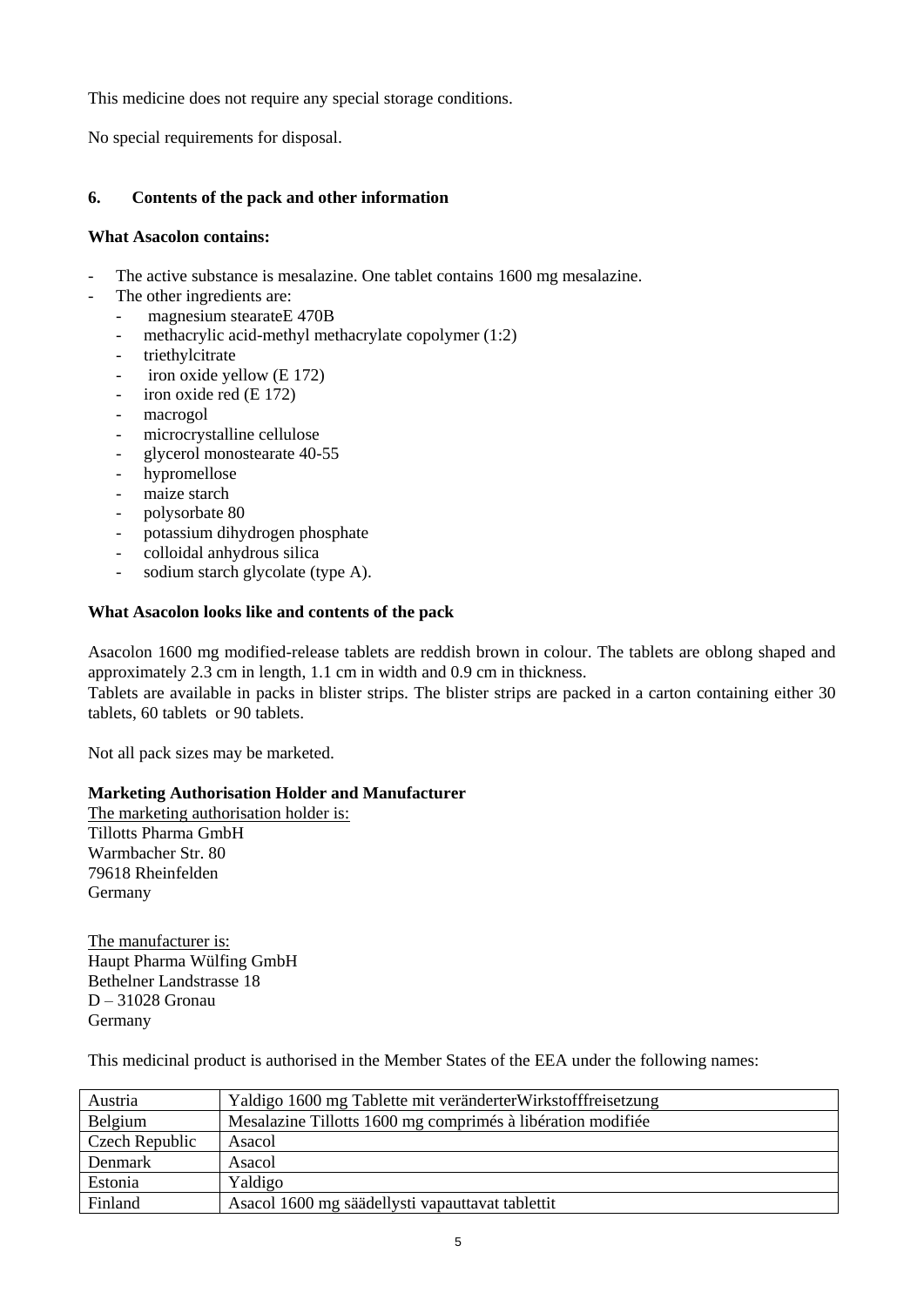This medicine does not require any special storage conditions.

No special requirements for disposal.

## 6. Contents of the pack and other information

**What Asacolon contains:**

- The active substance is mesalazine. One tablet contains 1600 mg mesalazine.
- The other ingredients are:
  - magnesium stearateE 470B
  - methacrylic acid-methyl methacrylate copolymer (1:2)
  - triethylcitrate
  - iron oxide yellow (E 172)
  - iron oxide red (E 172)
  - macrogol
  - microcrystalline cellulose
  - glycerol monostearate 40-55
  - hypromellose
  - maize starch
  - polysorbate 80
  - potassium dihydrogen phosphate
  - colloidal anhydrous silica
  - sodium starch glycolate (type A).

**What Asacolon looks like and contents of the pack**

Asacolon 1600 mg modified-release tablets are reddish brown in colour. The tablets are oblong shaped and approximately 2.3 cm in length, 1.1 cm in width and 0.9 cm in thickness.
Tablets are available in packs in blister strips. The blister strips are packed in a carton containing either 30 tablets, 60 tablets or 90 tablets.

Not all pack sizes may be marketed.

**Marketing Authorisation Holder and Manufacturer**

The marketing authorisation holder is:
Tillotts Pharma GmbH
Warmbacher Str. 80
79618 Rheinfelden
Germany

The manufacturer is:
Haupt Pharma Wülfing GmbH
Bethelner Landstrasse 18
D – 31028 Gronau
Germany

This medicinal product is authorised in the Member States of the EEA under the following names:

| Country | Name |
|---|---|
| Austria | Yaldigo 1600 mg Tablette mit veränderterWirkstofffreisetzung |
| Belgium | Mesalazine Tillotts 1600 mg comprimés à libération modifiée |
| Czech Republic | Asacol |
| Denmark | Asacol |
| Estonia | Yaldigo |
| Finland | Asacol 1600 mg säädellysti vapauttavat tablettit |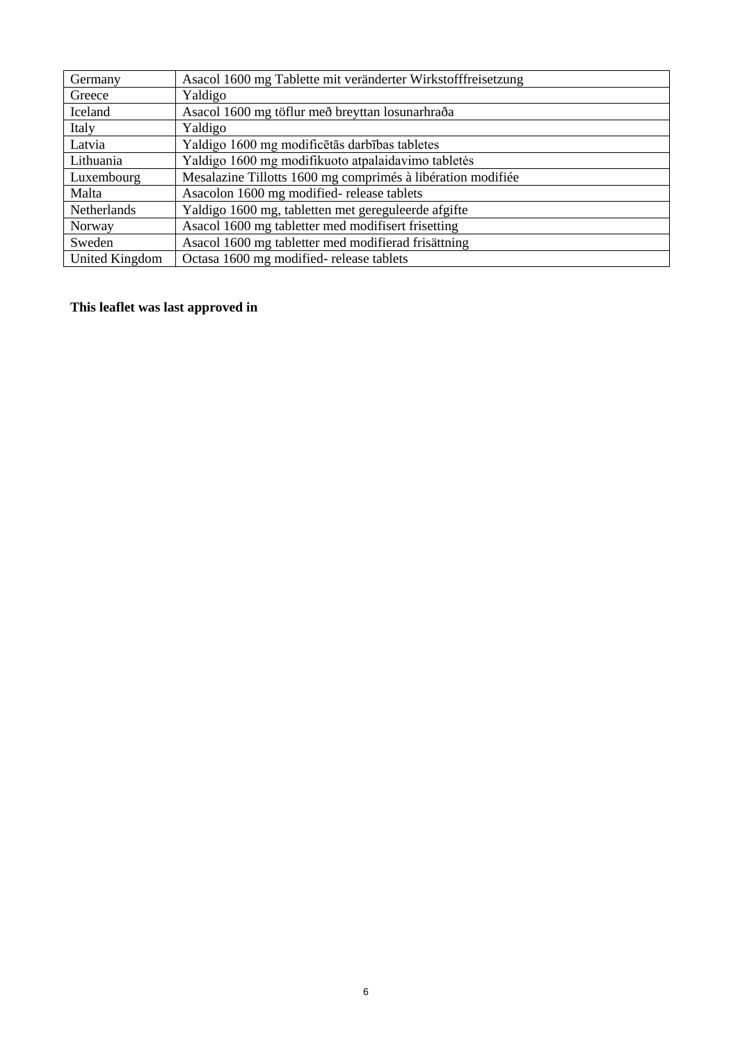| | |
|---|---|
| Germany | Asacol 1600 mg Tablette mit veränderter Wirkstofffreisetzung |
| Greece | Yaldigo |
| Iceland | Asacol 1600 mg töflur með breyttan losunarhraða |
| Italy | Yaldigo |
| Latvia | Yaldigo 1600 mg modificētās darbības tabletes |
| Lithuania | Yaldigo 1600 mg modifikuoto atpalaidavimo tabletės |
| Luxembourg | Mesalazine Tillotts 1600 mg comprimés à libération modifiée |
| Malta | Asacolon 1600 mg modified- release tablets |
| Netherlands | Yaldigo 1600 mg, tabletten met gereguleerde afgifte |
| Norway | Asacol 1600 mg tabletter med modifisert frisetting |
| Sweden | Asacol 1600 mg tabletter med modifierad frisättning |
| United Kingdom | Octasa 1600 mg modified- release tablets |

**This leaflet was last approved in**